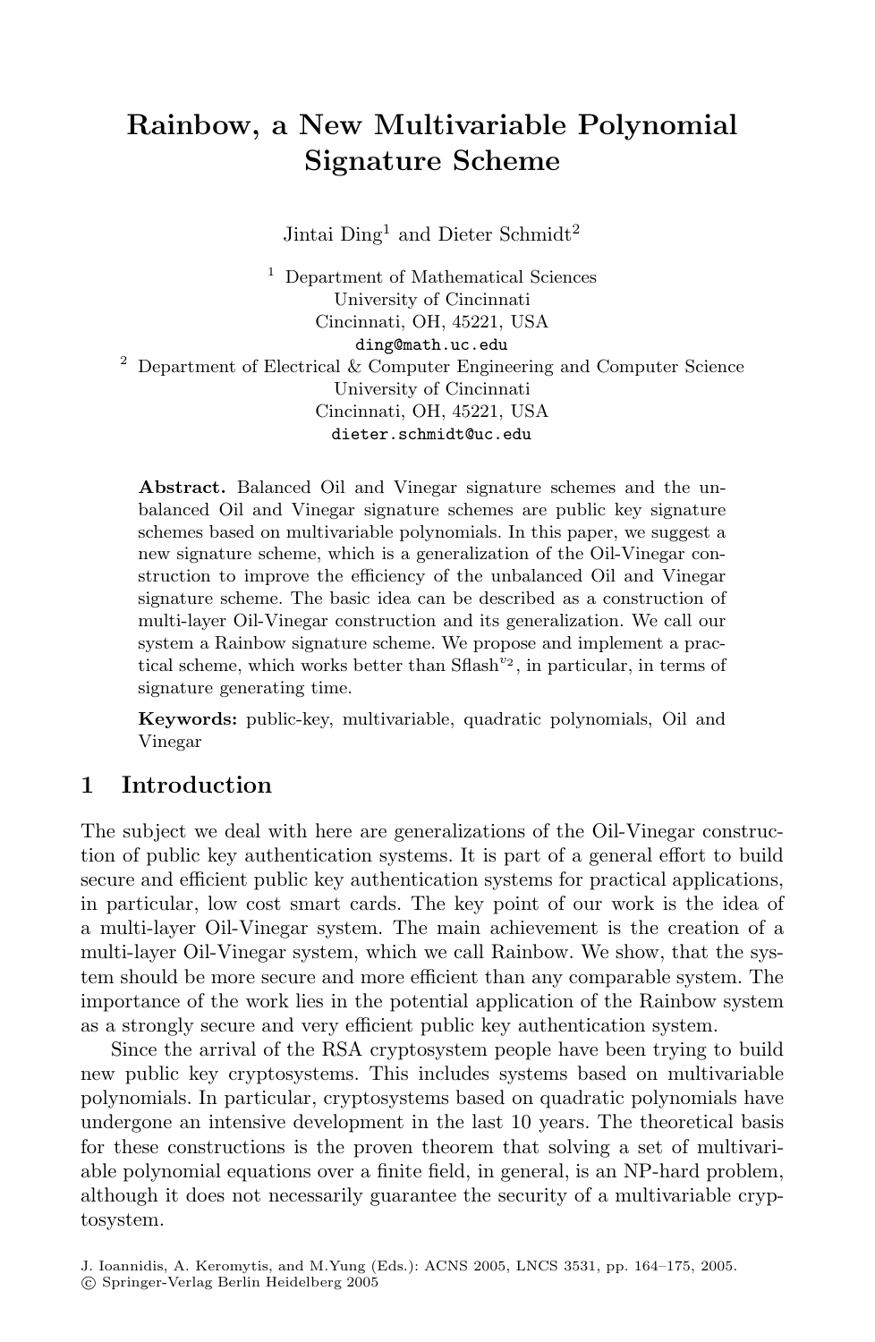# Rainbow, a New Multivariable Polynomial Signature Scheme

Jintai Ding[1] and Dieter Schmidt[2]

[1] Department of Mathematical Sciences
University of Cincinnati
Cincinnati, OH, 45221, USA
ding@math.uc.edu

[2] Department of Electrical & Computer Engineering and Computer Science
University of Cincinnati
Cincinnati, OH, 45221, USA
dieter.schmidt@uc.edu

**Abstract.** Balanced Oil and Vinegar signature schemes and the unbalanced Oil and Vinegar signature schemes are public key signature schemes based on multivariable polynomials. In this paper, we suggest a new signature scheme, which is a generalization of the Oil-Vinegar construction to improve the efficiency of the unbalanced Oil and Vinegar signature scheme. The basic idea can be described as a construction of multi-layer Oil-Vinegar construction and its generalization. We call our system a Rainbow signature scheme. We propose and implement a practical scheme, which works better than Sflash$^{v_2}$, in particular, in terms of signature generating time.

**Keywords:** public-key, multivariable, quadratic polynomials, Oil and Vinegar

## 1 Introduction

The subject we deal with here are generalizations of the Oil-Vinegar construction of public key authentication systems. It is part of a general effort to build secure and efficient public key authentication systems for practical applications, in particular, low cost smart cards. The key point of our work is the idea of a multi-layer Oil-Vinegar system. The main achievement is the creation of a multi-layer Oil-Vinegar system, which we call Rainbow. We show, that the system should be more secure and more efficient than any comparable system. The importance of the work lies in the potential application of the Rainbow system as a strongly secure and very efficient public key authentication system.

Since the arrival of the RSA cryptosystem people have been trying to build new public key cryptosystems. This includes systems based on multivariable polynomials. In particular, cryptosystems based on quadratic polynomials have undergone an intensive development in the last 10 years. The theoretical basis for these constructions is the proven theorem that solving a set of multivariable polynomial equations over a finite field, in general, is an NP-hard problem, although it does not necessarily guarantee the security of a multivariable cryptosystem.

J. Ioannidis, A. Keromytis, and M.Yung (Eds.): ACNS 2005, LNCS 3531, pp. 164–175, 2005.
© Springer-Verlag Berlin Heidelberg 2005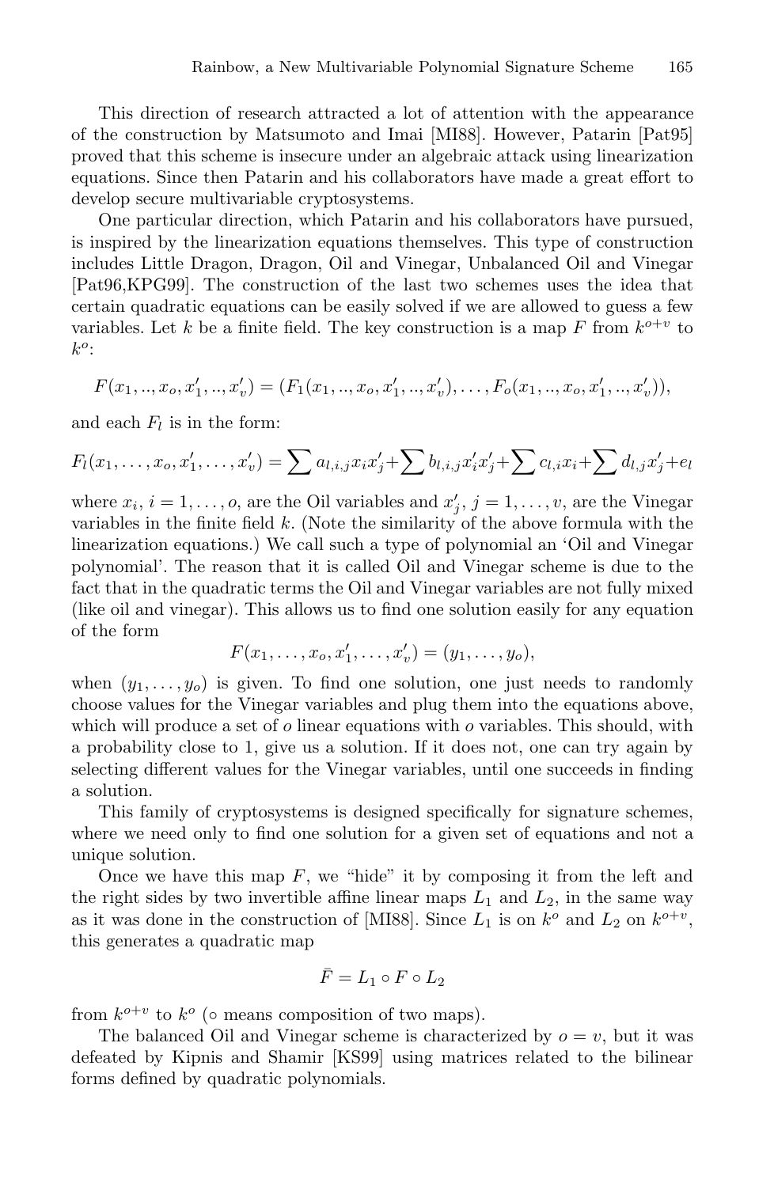This direction of research attracted a lot of attention with the appearance of the construction by Matsumoto and Imai [MI88]. However, Patarin [Pat95] proved that this scheme is insecure under an algebraic attack using linearization equations. Since then Patarin and his collaborators have made a great effort to develop secure multivariable cryptosystems.

One particular direction, which Patarin and his collaborators have pursued, is inspired by the linearization equations themselves. This type of construction includes Little Dragon, Dragon, Oil and Vinegar, Unbalanced Oil and Vinegar [Pat96,KPG99]. The construction of the last two schemes uses the idea that certain quadratic equations can be easily solved if we are allowed to guess a few variables. Let $k$ be a finite field. The key construction is a map $F$ from $k^{o+v}$ to $k^o$:

$$F(x_1, .., x_o, x'_1, .., x'_v) = (F_1(x_1, .., x_o, x'_1, .., x'_v), \dots, F_o(x_1, .., x_o, x'_1, .., x'_v)),$$

and each $F_l$ is in the form:

$$F_l(x_1, \dots, x_o, x'_1, \dots, x'_v) = \sum a_{l,i,j} x_i x'_j + \sum b_{l,i,j} x'_i x'_j + \sum c_{l,i} x_i + \sum d_{l,j} x'_j + e_l$$

where $x_i$, $i = 1, \dots, o$, are the Oil variables and $x'_j$, $j = 1, \dots, v$, are the Vinegar variables in the finite field $k$. (Note the similarity of the above formula with the linearization equations.) We call such a type of polynomial an 'Oil and Vinegar polynomial'. The reason that it is called Oil and Vinegar scheme is due to the fact that in the quadratic terms the Oil and Vinegar variables are not fully mixed (like oil and vinegar). This allows us to find one solution easily for any equation of the form

$$F(x_1, \dots, x_o, x'_1, \dots, x'_v) = (y_1, \dots, y_o),$$

when $(y_1, \dots, y_o)$ is given. To find one solution, one just needs to randomly choose values for the Vinegar variables and plug them into the equations above, which will produce a set of $o$ linear equations with $o$ variables. This should, with a probability close to 1, give us a solution. If it does not, one can try again by selecting different values for the Vinegar variables, until one succeeds in finding a solution.

This family of cryptosystems is designed specifically for signature schemes, where we need only to find one solution for a given set of equations and not a unique solution.

Once we have this map $F$, we "hide" it by composing it from the left and the right sides by two invertible affine linear maps $L_1$ and $L_2$, in the same way as it was done in the construction of [MI88]. Since $L_1$ is on $k^o$ and $L_2$ on $k^{o+v}$, this generates a quadratic map

$$\bar{F} = L_1 \circ F \circ L_2$$

from $k^{o+v}$ to $k^o$ ($\circ$ means composition of two maps).

The balanced Oil and Vinegar scheme is characterized by $o = v$, but it was defeated by Kipnis and Shamir [KS99] using matrices related to the bilinear forms defined by quadratic polynomials.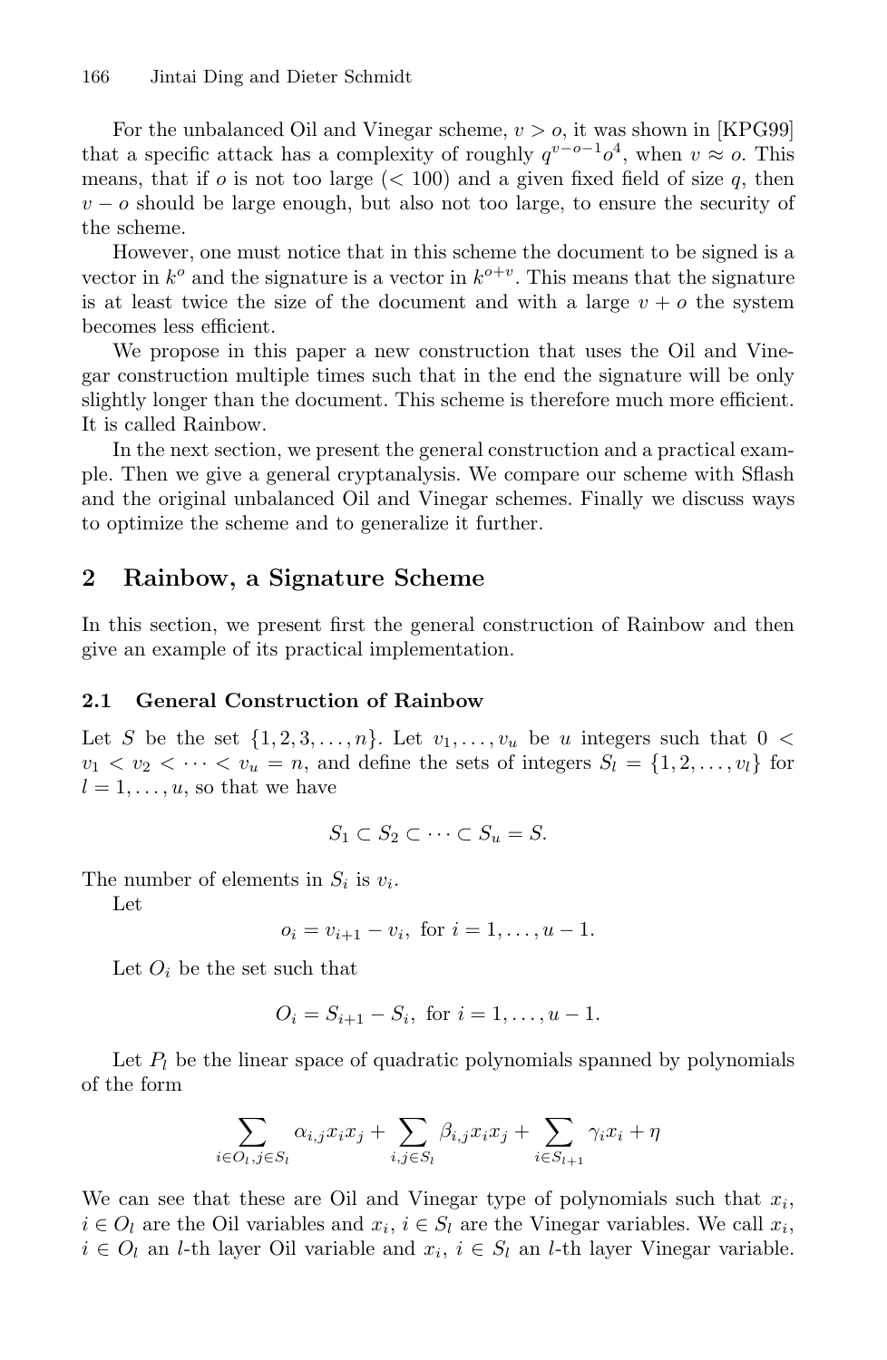For the unbalanced Oil and Vinegar scheme, $v > o$, it was shown in [KPG99] that a specific attack has a complexity of roughly $q^{v-o-1}o^4$, when $v \approx o$. This means, that if $o$ is not too large ($< 100$) and a given fixed field of size $q$, then $v - o$ should be large enough, but also not too large, to ensure the security of the scheme.

However, one must notice that in this scheme the document to be signed is a vector in $k^o$ and the signature is a vector in $k^{o+v}$. This means that the signature is at least twice the size of the document and with a large $v + o$ the system becomes less efficient.

We propose in this paper a new construction that uses the Oil and Vinegar construction multiple times such that in the end the signature will be only slightly longer than the document. This scheme is therefore much more efficient. It is called Rainbow.

In the next section, we present the general construction and a practical example. Then we give a general cryptanalysis. We compare our scheme with Sflash and the original unbalanced Oil and Vinegar schemes. Finally we discuss ways to optimize the scheme and to generalize it further.

## 2 Rainbow, a Signature Scheme

In this section, we present first the general construction of Rainbow and then give an example of its practical implementation.

### 2.1 General Construction of Rainbow

Let $S$ be the set $\{1, 2, 3, \ldots, n\}$. Let $v_1, \ldots, v_u$ be $u$ integers such that $0 < v_1 < v_2 < \cdots < v_u = n$, and define the sets of integers $S_l = \{1, 2, \ldots, v_l\}$ for $l = 1, \ldots, u$, so that we have

$$S_1 \subset S_2 \subset \cdots \subset S_u = S.$$

The number of elements in $S_i$ is $v_i$.

Let

$$o_i = v_{i+1} - v_i, \text{ for } i = 1, \ldots, u-1.$$

Let $O_i$ be the set such that

$$O_i = S_{i+1} - S_i, \text{ for } i = 1, \ldots, u-1.$$

Let $P_l$ be the linear space of quadratic polynomials spanned by polynomials of the form

$$\sum_{i \in O_l, j \in S_l} \alpha_{i,j} x_i x_j + \sum_{i,j \in S_l} \beta_{i,j} x_i x_j + \sum_{i \in S_{l+1}} \gamma_i x_i + \eta$$

We can see that these are Oil and Vinegar type of polynomials such that $x_i$, $i \in O_l$ are the Oil variables and $x_i$, $i \in S_l$ are the Vinegar variables. We call $x_i$, $i \in O_l$ an $l$-th layer Oil variable and $x_i$, $i \in S_l$ an $l$-th layer Vinegar variable.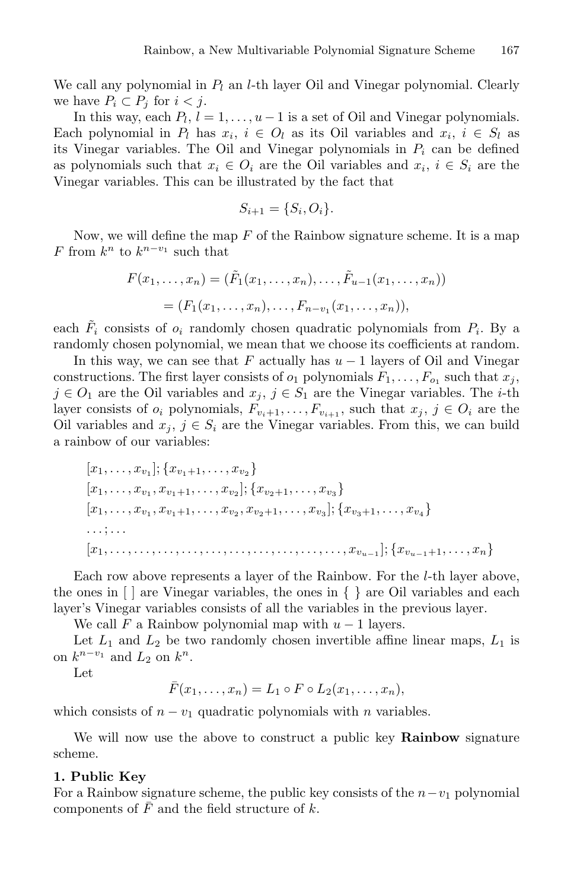We call any polynomial in $P_l$ an $l$-th layer Oil and Vinegar polynomial. Clearly we have $P_i \subset P_j$ for $i < j$.

In this way, each $P_l$, $l = 1, \ldots, u-1$ is a set of Oil and Vinegar polynomials. Each polynomial in $P_l$ has $x_i$, $i \in O_l$ as its Oil variables and $x_i$, $i \in S_l$ as its Vinegar variables. The Oil and Vinegar polynomials in $P_i$ can be defined as polynomials such that $x_i \in O_i$ are the Oil variables and $x_i$, $i \in S_i$ are the Vinegar variables. This can be illustrated by the fact that

$$S_{i+1} = \{S_i, O_i\}.$$

Now, we will define the map $F$ of the Rainbow signature scheme. It is a map $F$ from $k^n$ to $k^{n-v_1}$ such that

$$\begin{aligned} F(x_1, \ldots, x_n) &= (\tilde{F}_1(x_1, \ldots, x_n), \ldots, \tilde{F}_{u-1}(x_1, \ldots, x_n)) \\ &= (F_1(x_1, \ldots, x_n), \ldots, F_{n-v_1}(x_1, \ldots, x_n)), \end{aligned}$$

each $\tilde{F}_i$ consists of $o_i$ randomly chosen quadratic polynomials from $P_i$. By a randomly chosen polynomial, we mean that we choose its coefficients at random.

In this way, we can see that $F$ actually has $u-1$ layers of Oil and Vinegar constructions. The first layer consists of $o_1$ polynomials $F_1, \ldots, F_{o_1}$ such that $x_j$, $j \in O_1$ are the Oil variables and $x_j$, $j \in S_1$ are the Vinegar variables. The $i$-th layer consists of $o_i$ polynomials, $F_{v_i+1}, \ldots, F_{v_{i+1}}$, such that $x_j$, $j \in O_i$ are the Oil variables and $x_j$, $j \in S_i$ are the Vinegar variables. From this, we can build a rainbow of our variables:

$$\begin{aligned}
&[x_1, \ldots, x_{v_1}]; \{x_{v_1+1}, \ldots, x_{v_2}\} \\
&[x_1, \ldots, x_{v_1}, x_{v_1+1}, \ldots, x_{v_2}]; \{x_{v_2+1}, \ldots, x_{v_3}\} \\
&[x_1, \ldots, x_{v_1}, x_{v_1+1}, \ldots, x_{v_2}, x_{v_2+1}, \ldots, x_{v_3}]; \{x_{v_3+1}, \ldots, x_{v_4}\} \\
&\ldots; \ldots \\
&[x_1, \ldots, \ldots, \ldots, \ldots, \ldots, \ldots, \ldots, \ldots, \ldots, \ldots, \ldots, x_{v_{u-1}}]; \{x_{v_{u-1}+1}, \ldots, x_n\}
\end{aligned}$$

Each row above represents a layer of the Rainbow. For the $l$-th layer above, the ones in [ ] are Vinegar variables, the ones in { } are Oil variables and each layer's Vinegar variables consists of all the variables in the previous layer.

We call $F$ a Rainbow polynomial map with $u-1$ layers.

Let $L_1$ and $L_2$ be two randomly chosen invertible affine linear maps, $L_1$ is on $k^{n-v_1}$ and $L_2$ on $k^n$.

Let

$$\bar{F}(x_1, \ldots, x_n) = L_1 \circ F \circ L_2(x_1, \ldots, x_n),$$

which consists of $n - v_1$ quadratic polynomials with $n$ variables.

We will now use the above to construct a public key **Rainbow** signature scheme.

**1. Public Key**

For a Rainbow signature scheme, the public key consists of the $n-v_1$ polynomial components of $\bar{F}$ and the field structure of $k$.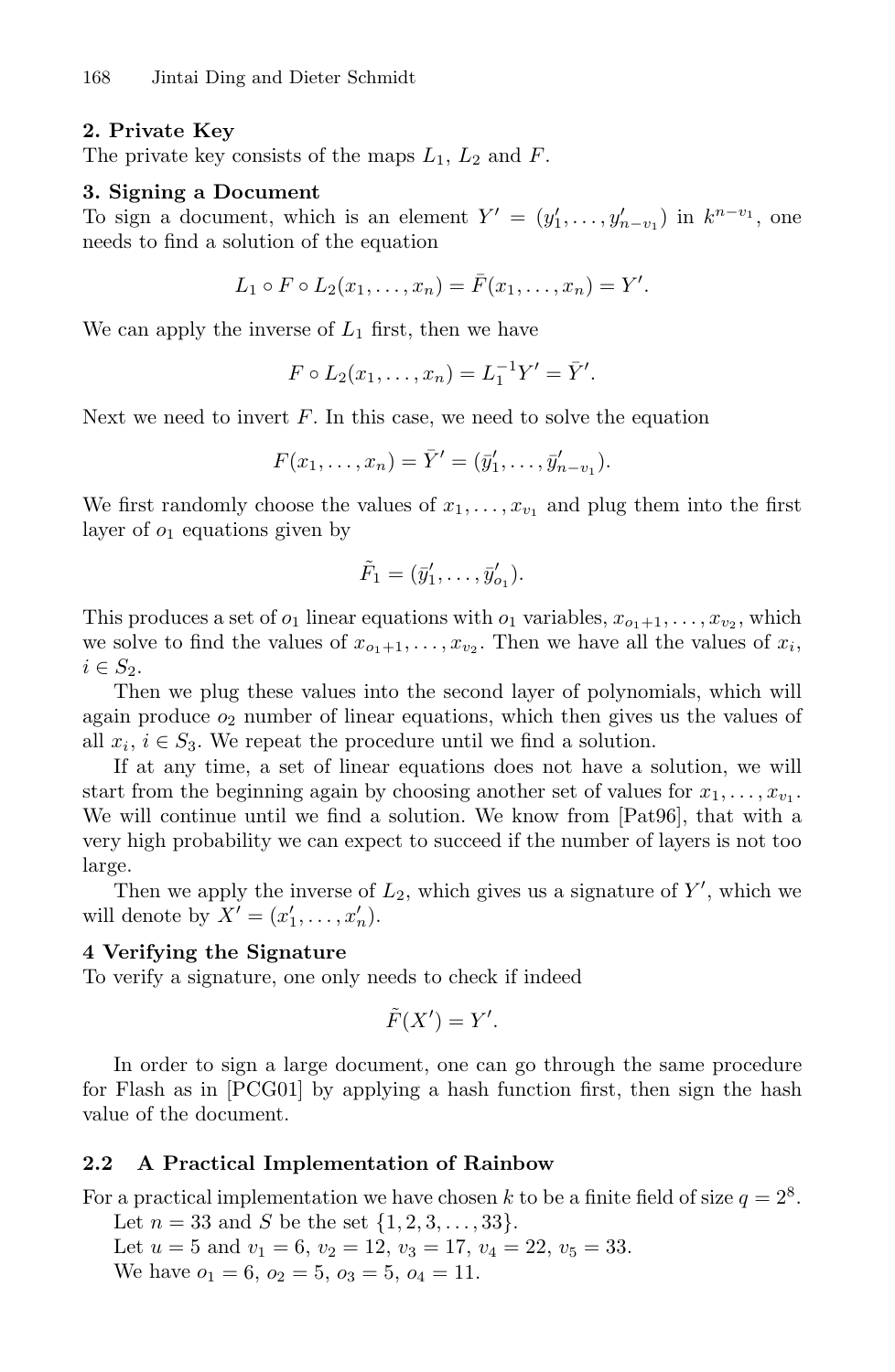**2. Private Key**
The private key consists of the maps $L_1$, $L_2$ and $F$.

**3. Signing a Document**
To sign a document, which is an element $Y' = (y'_1, \ldots, y'_{n-v_1})$ in $k^{n-v_1}$, one needs to find a solution of the equation

$$L_1 \circ F \circ L_2(x_1, \ldots, x_n) = \bar{F}(x_1, \ldots, x_n) = Y'.$$

We can apply the inverse of $L_1$ first, then we have

$$F \circ L_2(x_1, \ldots, x_n) = L_1^{-1} Y' = \bar{Y}'.$$

Next we need to invert $F$. In this case, we need to solve the equation

$$F(x_1, \ldots, x_n) = \bar{Y}' = (\bar{y}'_1, \ldots, \bar{y}'_{n-v_1}).$$

We first randomly choose the values of $x_1, \ldots, x_{v_1}$ and plug them into the first layer of $o_1$ equations given by

$$\tilde{F}_1 = (\bar{y}'_1, \ldots, \bar{y}'_{o_1}).$$

This produces a set of $o_1$ linear equations with $o_1$ variables, $x_{o_1+1}, \ldots, x_{v_2}$, which we solve to find the values of $x_{o_1+1}, \ldots, x_{v_2}$. Then we have all the values of $x_i$, $i \in S_2$.

Then we plug these values into the second layer of polynomials, which will again produce $o_2$ number of linear equations, which then gives us the values of all $x_i$, $i \in S_3$. We repeat the procedure until we find a solution.

If at any time, a set of linear equations does not have a solution, we will start from the beginning again by choosing another set of values for $x_1, \ldots, x_{v_1}$. We will continue until we find a solution. We know from [Pat96], that with a very high probability we can expect to succeed if the number of layers is not too large.

Then we apply the inverse of $L_2$, which gives us a signature of $Y'$, which we will denote by $X' = (x'_1, \ldots, x'_n)$.

**4 Verifying the Signature**
To verify a signature, one only needs to check if indeed

$$\tilde{F}(X') = Y'.$$

In order to sign a large document, one can go through the same procedure for Flash as in [PCG01] by applying a hash function first, then sign the hash value of the document.

### 2.2 A Practical Implementation of Rainbow

For a practical implementation we have chosen $k$ to be a finite field of size $q = 2^8$.

Let $n = 33$ and $S$ be the set $\{1, 2, 3, \ldots, 33\}$.

Let $u = 5$ and $v_1 = 6$, $v_2 = 12$, $v_3 = 17$, $v_4 = 22$, $v_5 = 33$.

We have $o_1 = 6$, $o_2 = 5$, $o_3 = 5$, $o_4 = 11$.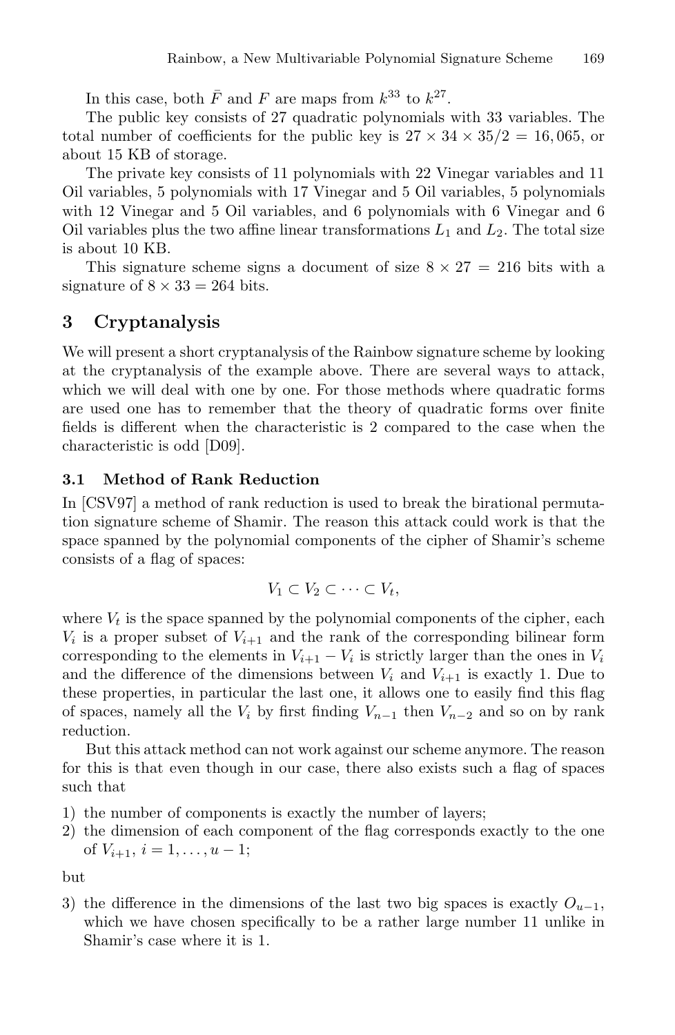In this case, both $\bar{F}$ and $F$ are maps from $k^{33}$ to $k^{27}$.

The public key consists of 27 quadratic polynomials with 33 variables. The total number of coefficients for the public key is $27 \times 34 \times 35/2 = 16,065$, or about 15 KB of storage.

The private key consists of 11 polynomials with 22 Vinegar variables and 11 Oil variables, 5 polynomials with 17 Vinegar and 5 Oil variables, 5 polynomials with 12 Vinegar and 5 Oil variables, and 6 polynomials with 6 Vinegar and 6 Oil variables plus the two affine linear transformations $L_1$ and $L_2$. The total size is about 10 KB.

This signature scheme signs a document of size $8 \times 27 = 216$ bits with a signature of $8 \times 33 = 264$ bits.

## 3 Cryptanalysis

We will present a short cryptanalysis of the Rainbow signature scheme by looking at the cryptanalysis of the example above. There are several ways to attack, which we will deal with one by one. For those methods where quadratic forms are used one has to remember that the theory of quadratic forms over finite fields is different when the characteristic is 2 compared to the case when the characteristic is odd [D09].

### 3.1 Method of Rank Reduction

In [CSV97] a method of rank reduction is used to break the birational permutation signature scheme of Shamir. The reason this attack could work is that the space spanned by the polynomial components of the cipher of Shamir's scheme consists of a flag of spaces:

$$V_1 \subset V_2 \subset \cdots \subset V_t,$$

where $V_t$ is the space spanned by the polynomial components of the cipher, each $V_i$ is a proper subset of $V_{i+1}$ and the rank of the corresponding bilinear form corresponding to the elements in $V_{i+1} - V_i$ is strictly larger than the ones in $V_i$ and the difference of the dimensions between $V_i$ and $V_{i+1}$ is exactly 1. Due to these properties, in particular the last one, it allows one to easily find this flag of spaces, namely all the $V_i$ by first finding $V_{n-1}$ then $V_{n-2}$ and so on by rank reduction.

But this attack method can not work against our scheme anymore. The reason for this is that even though in our case, there also exists such a flag of spaces such that

1) the number of components is exactly the number of layers;
2) the dimension of each component of the flag corresponds exactly to the one of $V_{i+1}$, $i = 1, \ldots, u-1$;

but

3) the difference in the dimensions of the last two big spaces is exactly $O_{u-1}$, which we have chosen specifically to be a rather large number 11 unlike in Shamir's case where it is 1.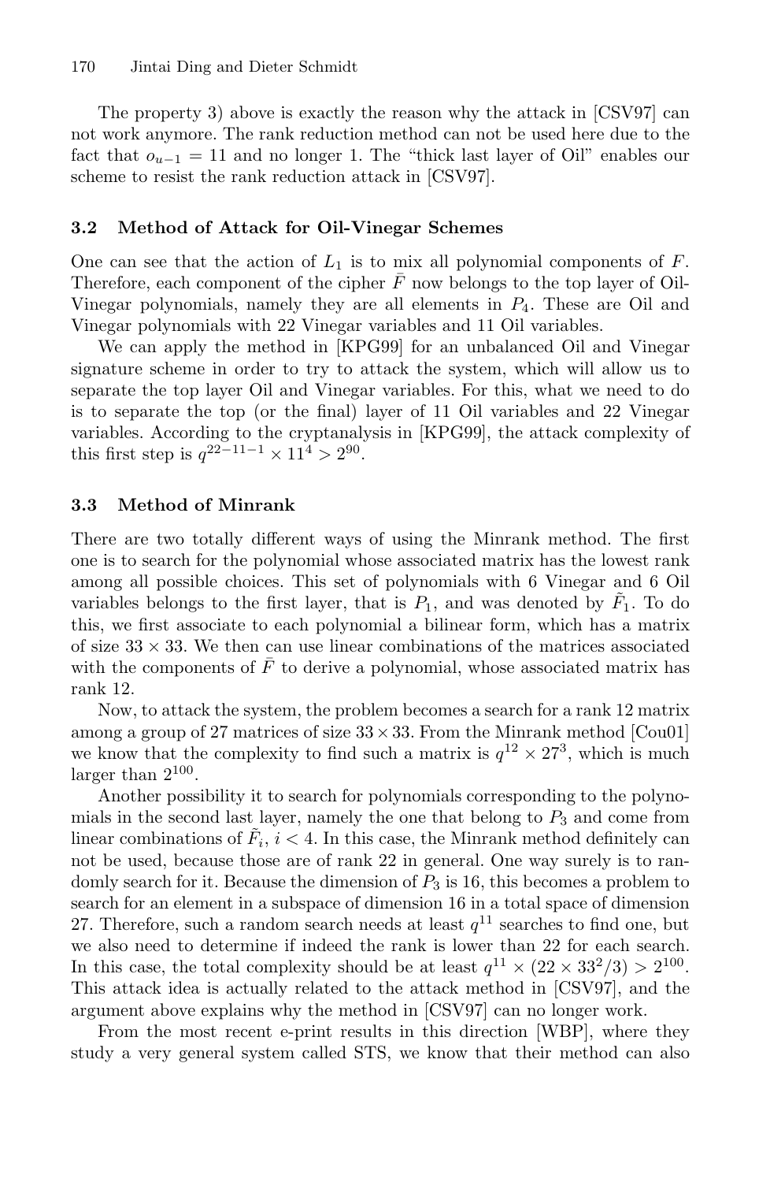The property 3) above is exactly the reason why the attack in [CSV97] can not work anymore. The rank reduction method can not be used here due to the fact that $o_{u-1} = 11$ and no longer 1. The "thick last layer of Oil" enables our scheme to resist the rank reduction attack in [CSV97].

### 3.2 Method of Attack for Oil-Vinegar Schemes

One can see that the action of $L_1$ is to mix all polynomial components of $F$. Therefore, each component of the cipher $\bar{F}$ now belongs to the top layer of Oil-Vinegar polynomials, namely they are all elements in $P_4$. These are Oil and Vinegar polynomials with 22 Vinegar variables and 11 Oil variables.

We can apply the method in [KPG99] for an unbalanced Oil and Vinegar signature scheme in order to try to attack the system, which will allow us to separate the top layer Oil and Vinegar variables. For this, what we need to do is to separate the top (or the final) layer of 11 Oil variables and 22 Vinegar variables. According to the cryptanalysis in [KPG99], the attack complexity of this first step is $q^{22-11-1} \times 11^4 > 2^{90}$.

### 3.3 Method of Minrank

There are two totally different ways of using the Minrank method. The first one is to search for the polynomial whose associated matrix has the lowest rank among all possible choices. This set of polynomials with 6 Vinegar and 6 Oil variables belongs to the first layer, that is $P_1$, and was denoted by $\tilde{F}_1$. To do this, we first associate to each polynomial a bilinear form, which has a matrix of size $33 \times 33$. We then can use linear combinations of the matrices associated with the components of $\bar{F}$ to derive a polynomial, whose associated matrix has rank 12.

Now, to attack the system, the problem becomes a search for a rank 12 matrix among a group of 27 matrices of size $33 \times 33$. From the Minrank method [Cou01] we know that the complexity to find such a matrix is $q^{12} \times 27^3$, which is much larger than $2^{100}$.

Another possibility it to search for polynomials corresponding to the polynomials in the second last layer, namely the one that belong to $P_3$ and come from linear combinations of $\tilde{F}_i$, $i < 4$. In this case, the Minrank method definitely can not be used, because those are of rank 22 in general. One way surely is to randomly search for it. Because the dimension of $P_3$ is 16, this becomes a problem to search for an element in a subspace of dimension 16 in a total space of dimension 27. Therefore, such a random search needs at least $q^{11}$ searches to find one, but we also need to determine if indeed the rank is lower than 22 for each search. In this case, the total complexity should be at least $q^{11} \times (22 \times 33^2/3) > 2^{100}$. This attack idea is actually related to the attack method in [CSV97], and the argument above explains why the method in [CSV97] can no longer work.

From the most recent e-print results in this direction [WBP], where they study a very general system called STS, we know that their method can also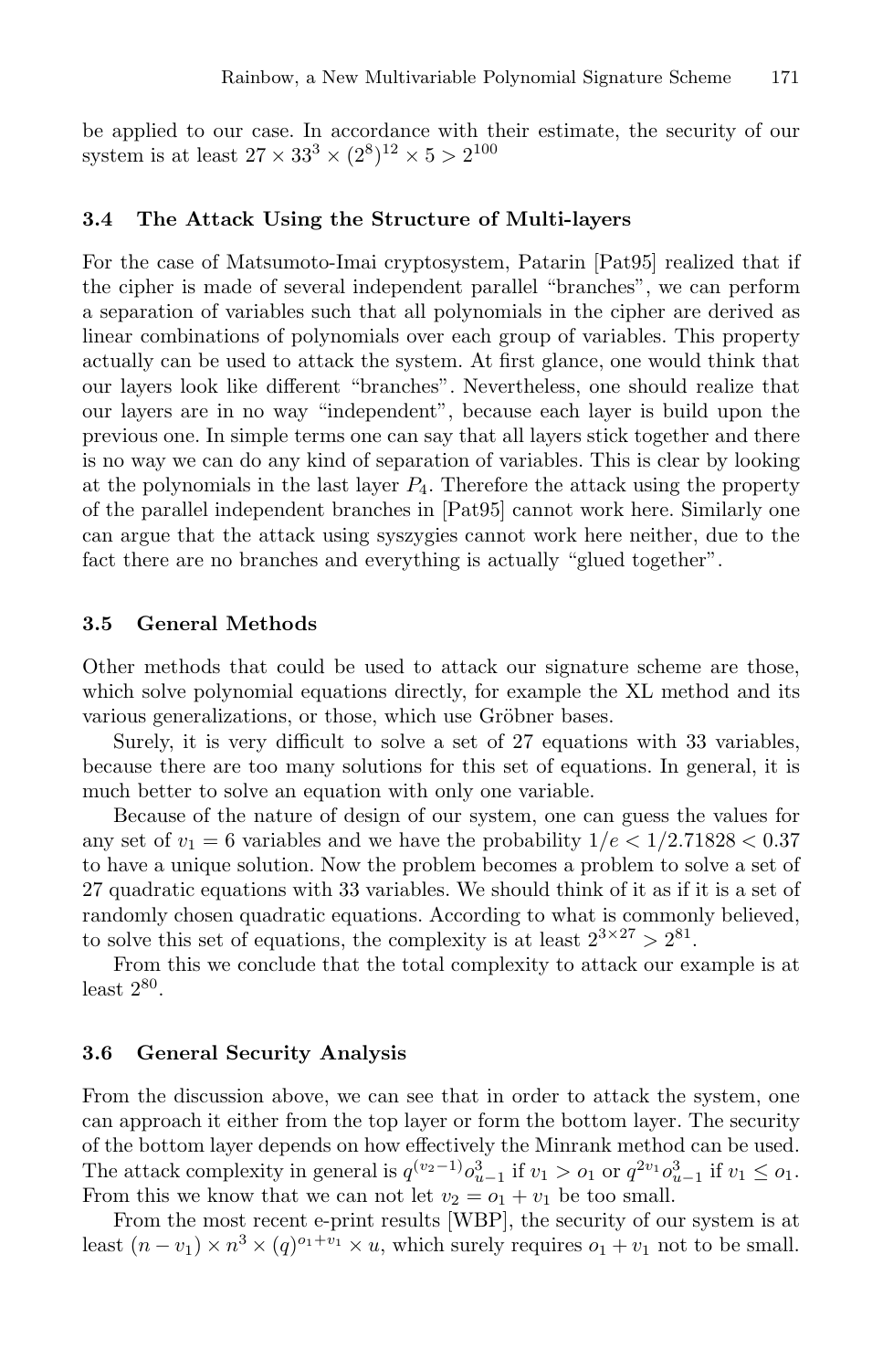be applied to our case. In accordance with their estimate, the security of our system is at least $27 \times 33^3 \times (2^8)^{12} \times 5 > 2^{100}$

### 3.4 The Attack Using the Structure of Multi-layers

For the case of Matsumoto-Imai cryptosystem, Patarin [Pat95] realized that if the cipher is made of several independent parallel "branches", we can perform a separation of variables such that all polynomials in the cipher are derived as linear combinations of polynomials over each group of variables. This property actually can be used to attack the system. At first glance, one would think that our layers look like different "branches". Nevertheless, one should realize that our layers are in no way "independent", because each layer is build upon the previous one. In simple terms one can say that all layers stick together and there is no way we can do any kind of separation of variables. This is clear by looking at the polynomials in the last layer $P_4$. Therefore the attack using the property of the parallel independent branches in [Pat95] cannot work here. Similarly one can argue that the attack using syszygies cannot work here neither, due to the fact there are no branches and everything is actually "glued together".

### 3.5 General Methods

Other methods that could be used to attack our signature scheme are those, which solve polynomial equations directly, for example the XL method and its various generalizations, or those, which use Gröbner bases.

Surely, it is very difficult to solve a set of 27 equations with 33 variables, because there are too many solutions for this set of equations. In general, it is much better to solve an equation with only one variable.

Because of the nature of design of our system, one can guess the values for any set of $v_1 = 6$ variables and we have the probability $1/e < 1/2.71828 < 0.37$ to have a unique solution. Now the problem becomes a problem to solve a set of 27 quadratic equations with 33 variables. We should think of it as if it is a set of randomly chosen quadratic equations. According to what is commonly believed, to solve this set of equations, the complexity is at least $2^{3\times 27} > 2^{81}$.

From this we conclude that the total complexity to attack our example is at least $2^{80}$.

### 3.6 General Security Analysis

From the discussion above, we can see that in order to attack the system, one can approach it either from the top layer or form the bottom layer. The security of the bottom layer depends on how effectively the Minrank method can be used. The attack complexity in general is $q^{(v_2-1)}o_{u-1}^3$ if $v_1 > o_1$ or $q^{2v_1}o_{u-1}^3$ if $v_1 \le o_1$. From this we know that we can not let $v_2 = o_1 + v_1$ be too small.

From the most recent e-print results [WBP], the security of our system is at least $(n - v_1) \times n^3 \times (q)^{o_1+v_1} \times u$, which surely requires $o_1 + v_1$ not to be small.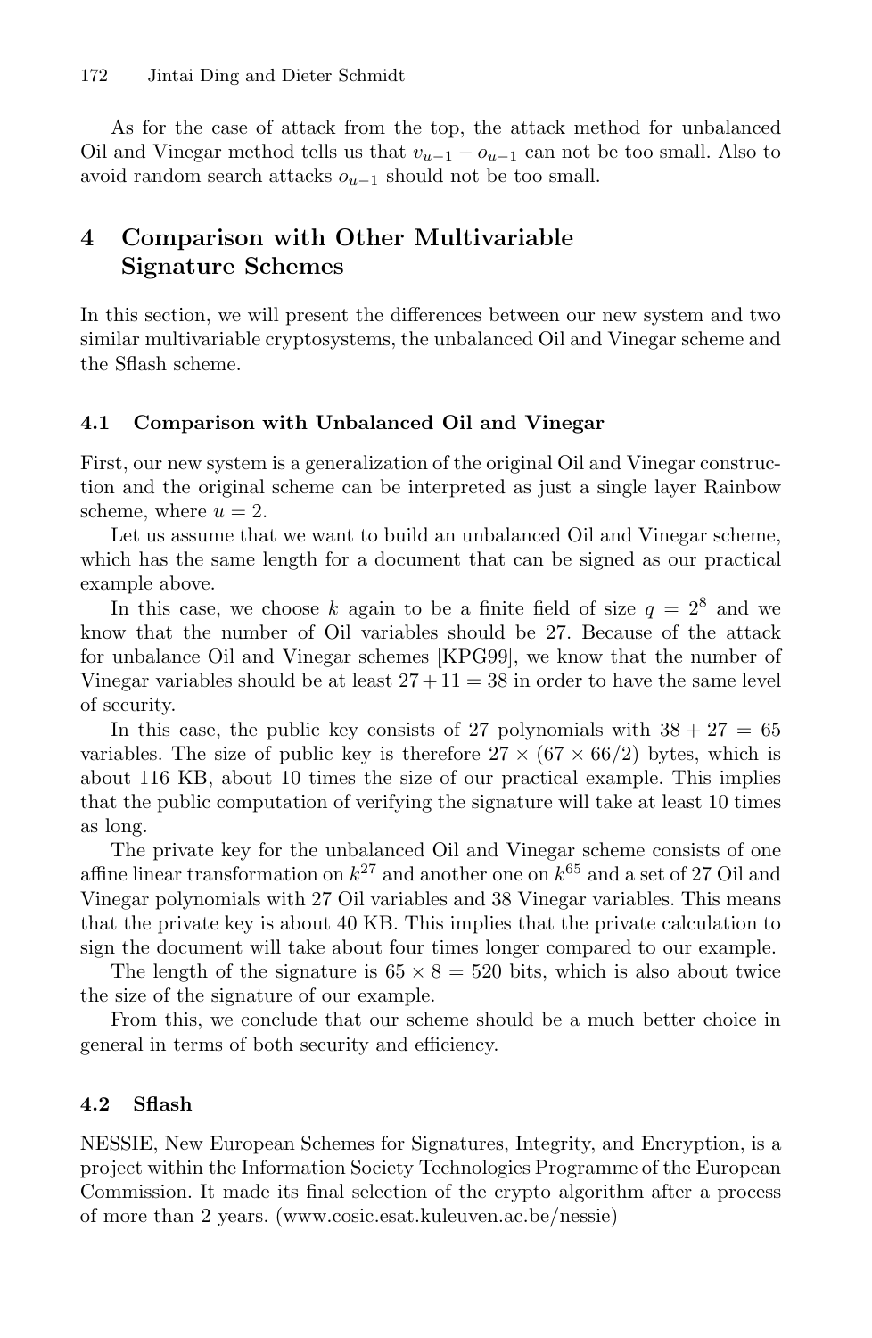As for the case of attack from the top, the attack method for unbalanced Oil and Vinegar method tells us that $v_{u-1} - o_{u-1}$ can not be too small. Also to avoid random search attacks $o_{u-1}$ should not be too small.

## 4 Comparison with Other Multivariable Signature Schemes

In this section, we will present the differences between our new system and two similar multivariable cryptosystems, the unbalanced Oil and Vinegar scheme and the Sflash scheme.

### 4.1 Comparison with Unbalanced Oil and Vinegar

First, our new system is a generalization of the original Oil and Vinegar construction and the original scheme can be interpreted as just a single layer Rainbow scheme, where $u = 2$.

Let us assume that we want to build an unbalanced Oil and Vinegar scheme, which has the same length for a document that can be signed as our practical example above.

In this case, we choose $k$ again to be a finite field of size $q = 2^8$ and we know that the number of Oil variables should be 27. Because of the attack for unbalance Oil and Vinegar schemes [KPG99], we know that the number of Vinegar variables should be at least $27 + 11 = 38$ in order to have the same level of security.

In this case, the public key consists of 27 polynomials with $38 + 27 = 65$ variables. The size of public key is therefore $27 \times (67 \times 66/2)$ bytes, which is about 116 KB, about 10 times the size of our practical example. This implies that the public computation of verifying the signature will take at least 10 times as long.

The private key for the unbalanced Oil and Vinegar scheme consists of one affine linear transformation on $k^{27}$ and another one on $k^{65}$ and a set of 27 Oil and Vinegar polynomials with 27 Oil variables and 38 Vinegar variables. This means that the private key is about 40 KB. This implies that the private calculation to sign the document will take about four times longer compared to our example.

The length of the signature is $65 \times 8 = 520$ bits, which is also about twice the size of the signature of our example.

From this, we conclude that our scheme should be a much better choice in general in terms of both security and efficiency.

### 4.2 Sflash

NESSIE, New European Schemes for Signatures, Integrity, and Encryption, is a project within the Information Society Technologies Programme of the European Commission. It made its final selection of the crypto algorithm after a process of more than 2 years. (www.cosic.esat.kuleuven.ac.be/nessie)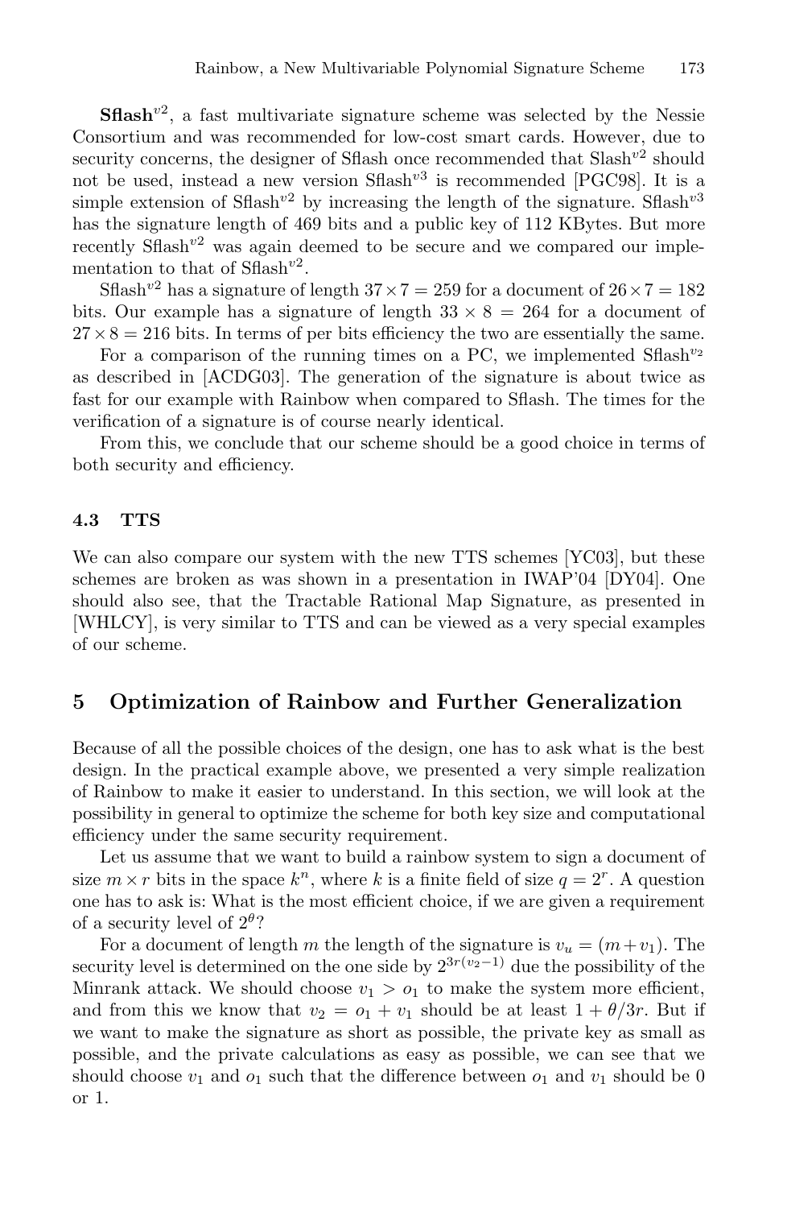**Sflash**$^{v2}$, a fast multivariate signature scheme was selected by the Nessie Consortium and was recommended for low-cost smart cards. However, due to security concerns, the designer of Sflash once recommended that Slash$^{v2}$ should not be used, instead a new version Sflash$^{v3}$ is recommended [PGC98]. It is a simple extension of Sflash$^{v2}$ by increasing the length of the signature. Sflash$^{v3}$ has the signature length of 469 bits and a public key of 112 KBytes. But more recently Sflash$^{v2}$ was again deemed to be secure and we compared our implementation to that of Sflash$^{v2}$.

Sflash$^{v2}$ has a signature of length $37 \times 7 = 259$ for a document of $26 \times 7 = 182$ bits. Our example has a signature of length $33 \times 8 = 264$ for a document of $27 \times 8 = 216$ bits. In terms of per bits efficiency the two are essentially the same.

For a comparison of the running times on a PC, we implemented Sflash$^{v_2}$ as described in [ACDG03]. The generation of the signature is about twice as fast for our example with Rainbow when compared to Sflash. The times for the verification of a signature is of course nearly identical.

From this, we conclude that our scheme should be a good choice in terms of both security and efficiency.

### 4.3 TTS

We can also compare our system with the new TTS schemes [YC03], but these schemes are broken as was shown in a presentation in IWAP'04 [DY04]. One should also see, that the Tractable Rational Map Signature, as presented in [WHLCY], is very similar to TTS and can be viewed as a very special examples of our scheme.

## 5 Optimization of Rainbow and Further Generalization

Because of all the possible choices of the design, one has to ask what is the best design. In the practical example above, we presented a very simple realization of Rainbow to make it easier to understand. In this section, we will look at the possibility in general to optimize the scheme for both key size and computational efficiency under the same security requirement.

Let us assume that we want to build a rainbow system to sign a document of size $m \times r$ bits in the space $k^n$, where $k$ is a finite field of size $q = 2^r$. A question one has to ask is: What is the most efficient choice, if we are given a requirement of a security level of $2^{\theta}$?

For a document of length $m$ the length of the signature is $v_u = (m + v_1)$. The security level is determined on the one side by $2^{3r(v_2-1)}$ due the possibility of the Minrank attack. We should choose $v_1 > o_1$ to make the system more efficient, and from this we know that $v_2 = o_1 + v_1$ should be at least $1 + \theta/3r$. But if we want to make the signature as short as possible, the private key as small as possible, and the private calculations as easy as possible, we can see that we should choose $v_1$ and $o_1$ such that the difference between $o_1$ and $v_1$ should be 0 or 1.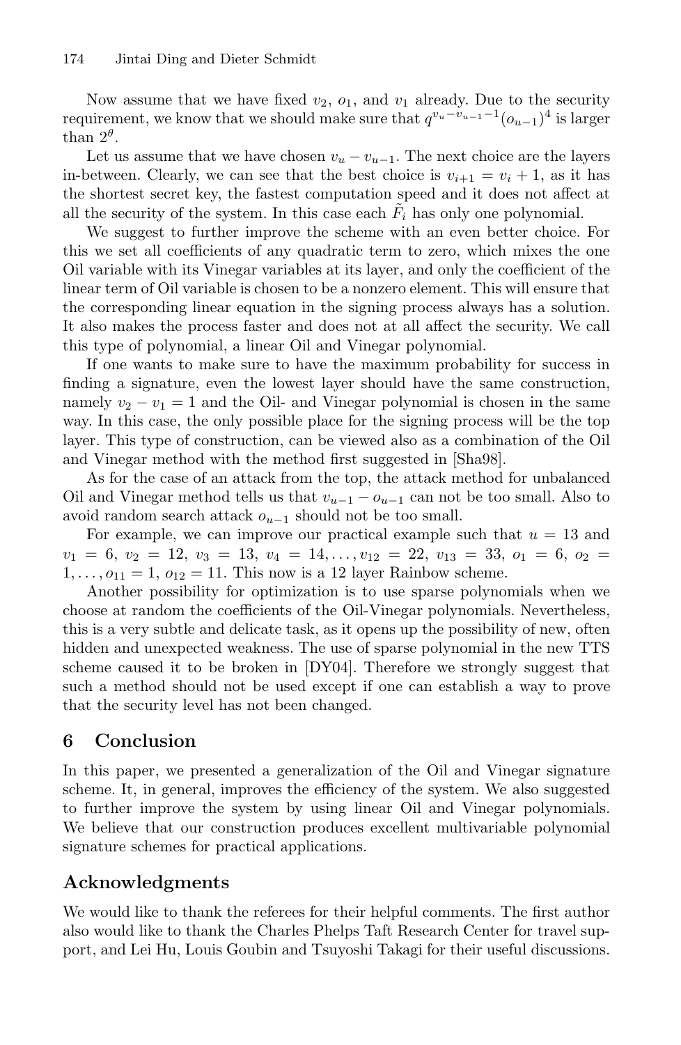Now assume that we have fixed $v_2$, $o_1$, and $v_1$ already. Due to the security requirement, we know that we should make sure that $q^{v_u - v_{u-1} - 1}(o_{u-1})^4$ is larger than $2^\theta$.

Let us assume that we have chosen $v_u - v_{u-1}$. The next choice are the layers in-between. Clearly, we can see that the best choice is $v_{i+1} = v_i + 1$, as it has the shortest secret key, the fastest computation speed and it does not affect at all the security of the system. In this case each $\tilde{F}_i$ has only one polynomial.

We suggest to further improve the scheme with an even better choice. For this we set all coefficients of any quadratic term to zero, which mixes the one Oil variable with its Vinegar variables at its layer, and only the coefficient of the linear term of Oil variable is chosen to be a nonzero element. This will ensure that the corresponding linear equation in the signing process always has a solution. It also makes the process faster and does not at all affect the security. We call this type of polynomial, a linear Oil and Vinegar polynomial.

If one wants to make sure to have the maximum probability for success in finding a signature, even the lowest layer should have the same construction, namely $v_2 - v_1 = 1$ and the Oil- and Vinegar polynomial is chosen in the same way. In this case, the only possible place for the signing process will be the top layer. This type of construction, can be viewed also as a combination of the Oil and Vinegar method with the method first suggested in [Sha98].

As for the case of an attack from the top, the attack method for unbalanced Oil and Vinegar method tells us that $v_{u-1} - o_{u-1}$ can not be too small. Also to avoid random search attack $o_{u-1}$ should not be too small.

For example, we can improve our practical example such that $u = 13$ and $v_1 = 6$, $v_2 = 12$, $v_3 = 13$, $v_4 = 14, \ldots, v_{12} = 22$, $v_{13} = 33$, $o_1 = 6$, $o_2 = 1, \ldots, o_{11} = 1$, $o_{12} = 11$. This now is a 12 layer Rainbow scheme.

Another possibility for optimization is to use sparse polynomials when we choose at random the coefficients of the Oil-Vinegar polynomials. Nevertheless, this is a very subtle and delicate task, as it opens up the possibility of new, often hidden and unexpected weakness. The use of sparse polynomial in the new TTS scheme caused it to be broken in [DY04]. Therefore we strongly suggest that such a method should not be used except if one can establish a way to prove that the security level has not been changed.

## 6 Conclusion

In this paper, we presented a generalization of the Oil and Vinegar signature scheme. It, in general, improves the efficiency of the system. We also suggested to further improve the system by using linear Oil and Vinegar polynomials. We believe that our construction produces excellent multivariable polynomial signature schemes for practical applications.

## Acknowledgments

We would like to thank the referees for their helpful comments. The first author also would like to thank the Charles Phelps Taft Research Center for travel support, and Lei Hu, Louis Goubin and Tsuyoshi Takagi for their useful discussions.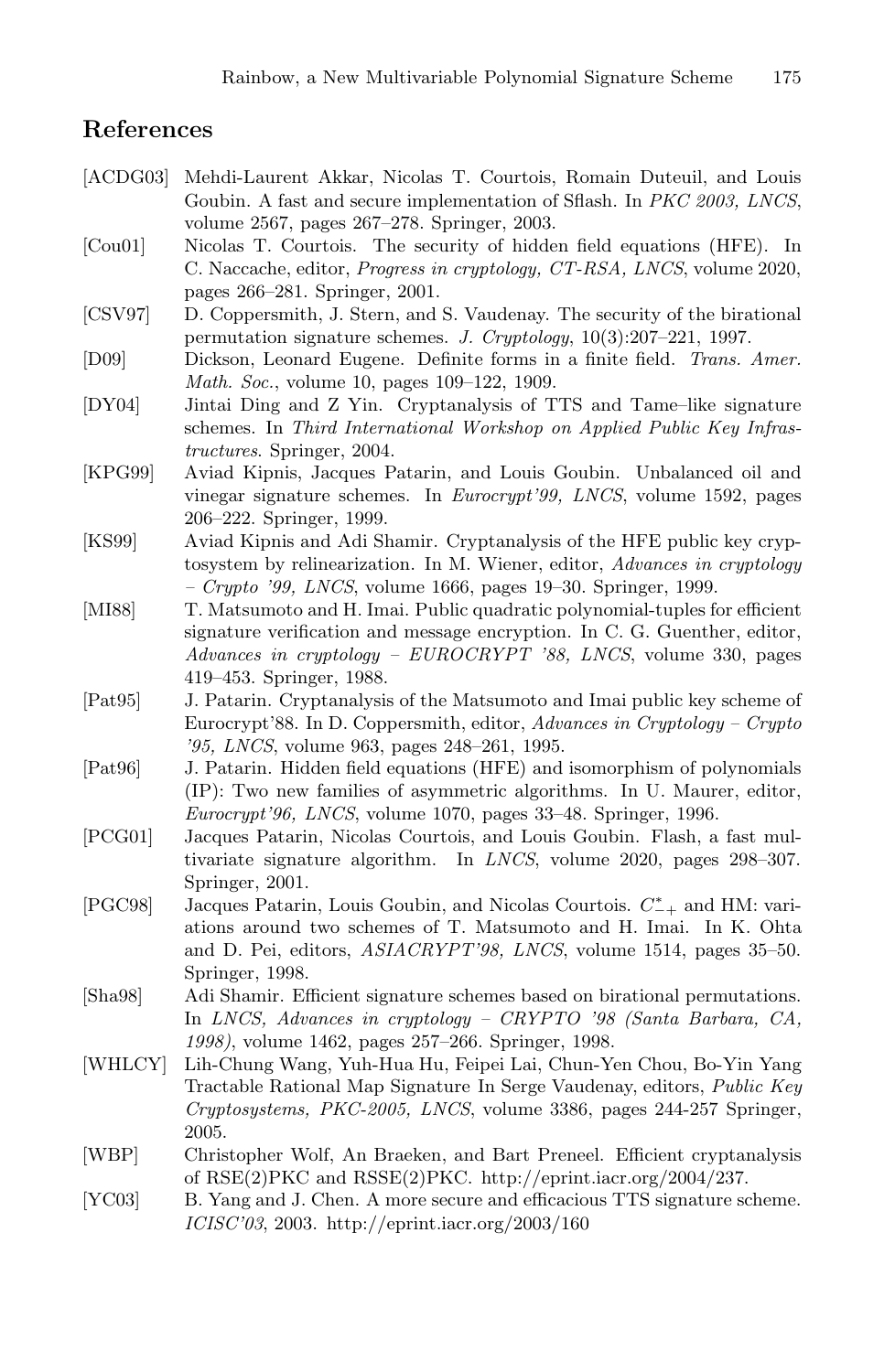## References

[ACDG03] Mehdi-Laurent Akkar, Nicolas T. Courtois, Romain Duteuil, and Louis Goubin. A fast and secure implementation of Sflash. In *PKC 2003, LNCS*, volume 2567, pages 267–278. Springer, 2003.

[Cou01] Nicolas T. Courtois. The security of hidden field equations (HFE). In C. Naccache, editor, *Progress in cryptology, CT-RSA, LNCS*, volume 2020, pages 266–281. Springer, 2001.

[CSV97] D. Coppersmith, J. Stern, and S. Vaudenay. The security of the birational permutation signature schemes. *J. Cryptology*, 10(3):207–221, 1997.

[D09] Dickson, Leonard Eugene. Definite forms in a finite field. *Trans. Amer. Math. Soc.*, volume 10, pages 109–122, 1909.

[DY04] Jintai Ding and Z Yin. Cryptanalysis of TTS and Tame–like signature schemes. In *Third International Workshop on Applied Public Key Infrastructures*. Springer, 2004.

[KPG99] Aviad Kipnis, Jacques Patarin, and Louis Goubin. Unbalanced oil and vinegar signature schemes. In *Eurocrypt'99, LNCS*, volume 1592, pages 206–222. Springer, 1999.

[KS99] Aviad Kipnis and Adi Shamir. Cryptanalysis of the HFE public key cryptosystem by relinearization. In M. Wiener, editor, *Advances in cryptology – Crypto '99, LNCS*, volume 1666, pages 19–30. Springer, 1999.

[MI88] T. Matsumoto and H. Imai. Public quadratic polynomial-tuples for efficient signature verification and message encryption. In C. G. Guenther, editor, *Advances in cryptology – EUROCRYPT '88, LNCS*, volume 330, pages 419–453. Springer, 1988.

[Pat95] J. Patarin. Cryptanalysis of the Matsumoto and Imai public key scheme of Eurocrypt'88. In D. Coppersmith, editor, *Advances in Cryptology – Crypto '95, LNCS*, volume 963, pages 248–261, 1995.

[Pat96] J. Patarin. Hidden field equations (HFE) and isomorphism of polynomials (IP): Two new families of asymmetric algorithms. In U. Maurer, editor, *Eurocrypt'96, LNCS*, volume 1070, pages 33–48. Springer, 1996.

[PCG01] Jacques Patarin, Nicolas Courtois, and Louis Goubin. Flash, a fast multivariate signature algorithm. In *LNCS*, volume 2020, pages 298–307. Springer, 2001.

[PGC98] Jacques Patarin, Louis Goubin, and Nicolas Courtois. $C^{*}_{-+}$ and HM: variations around two schemes of T. Matsumoto and H. Imai. In K. Ohta and D. Pei, editors, *ASIACRYPT'98, LNCS*, volume 1514, pages 35–50. Springer, 1998.

[Sha98] Adi Shamir. Efficient signature schemes based on birational permutations. In *LNCS, Advances in cryptology – CRYPTO '98 (Santa Barbara, CA, 1998)*, volume 1462, pages 257–266. Springer, 1998.

[WHLCY] Lih-Chung Wang, Yuh-Hua Hu, Feipei Lai, Chun-Yen Chou, Bo-Yin Yang Tractable Rational Map Signature In Serge Vaudenay, editors, *Public Key Cryptosystems, PKC-2005, LNCS*, volume 3386, pages 244-257 Springer, 2005.

[WBP] Christopher Wolf, An Braeken, and Bart Preneel. Efficient cryptanalysis of RSE(2)PKC and RSSE(2)PKC. http://eprint.iacr.org/2004/237.

[YC03] B. Yang and J. Chen. A more secure and efficacious TTS signature scheme. *ICISC'03*, 2003. http://eprint.iacr.org/2003/160